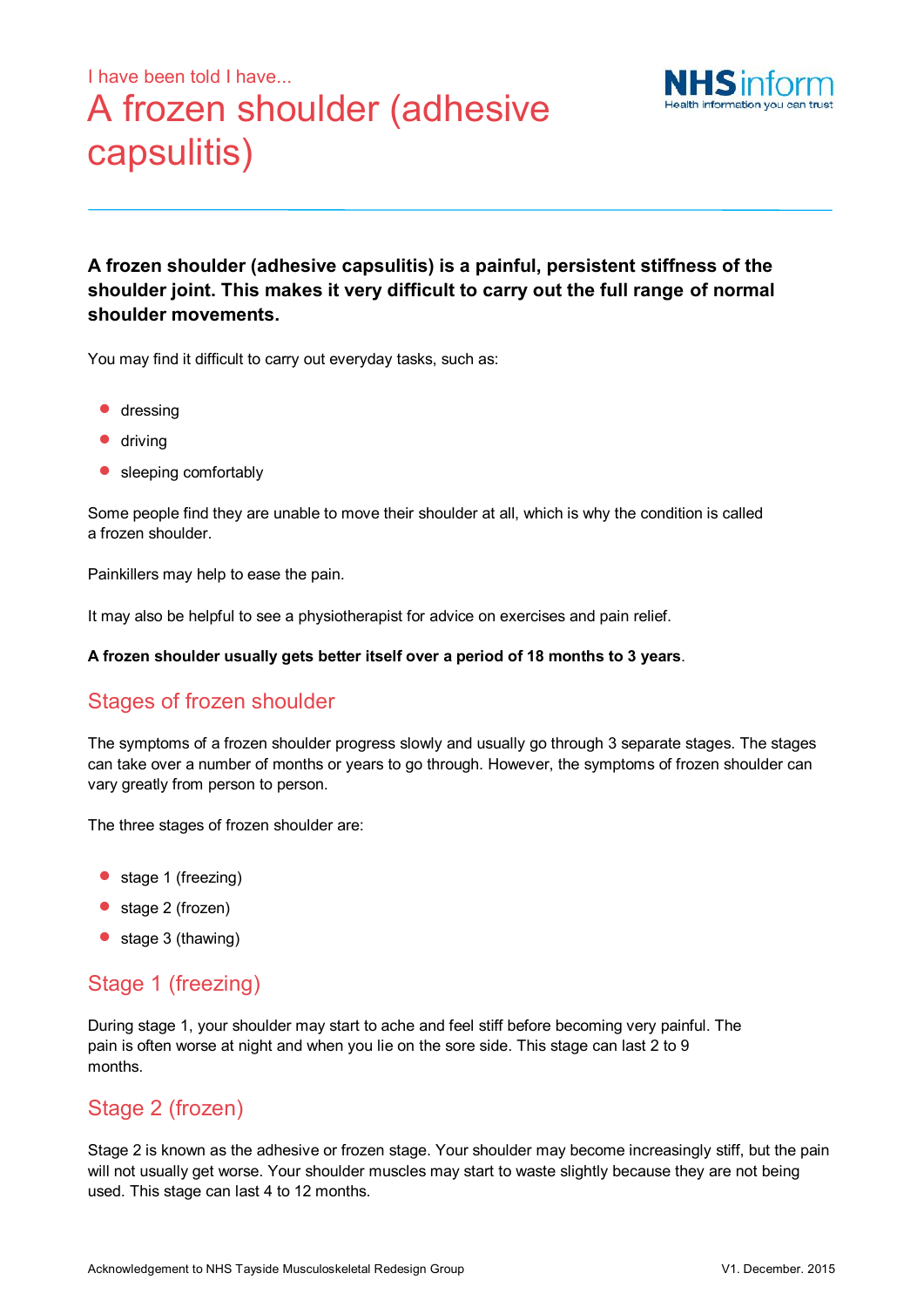I have been told I have...

# A frozen shoulder (adhesive capsulitis)

**A frozen shoulder (adhesive capsulitis) is a painful, persistent stiffness of the shoulder joint. This makes it very difficult to carry out the full range of normal shoulder movements.**

You may find it difficult to carry out everyday tasks, such as:

- dressing
- driving
- sleeping comfortably

Some people find they are unable to move their shoulder at all, which is why the condition is called a frozen shoulder.

Painkillers may help to ease the pain.

It may also be helpful to see a physiotherapist for advice on exercises and pain relief.

**A frozen shoulder usually gets better itself over a period of 18 months to 3 years**.

## Stages of frozen shoulder

The symptoms of a frozen shoulder progress slowly and usually go through 3 separate stages. The stages can take over a number of months or years to go through. However, the symptoms of frozen shoulder can vary greatly from person to person.

The three stages of frozen shoulder are:

- stage 1 (freezing)
- stage 2 (frozen)
- stage 3 (thawing)

## Stage 1 (freezing)

During stage 1, your shoulder may start to ache and feel stiff before becoming very painful. The pain is often worse at night and when you lie on the sore side. This stage can last 2 to 9 months.

## Stage 2 (frozen)

Stage 2 is known as the adhesive or frozen stage. Your shoulder may become increasingly stiff, but the pain will not usually get worse. Your shoulder muscles may start to waste slightly because they are not being used. This stage can last 4 to 12 months.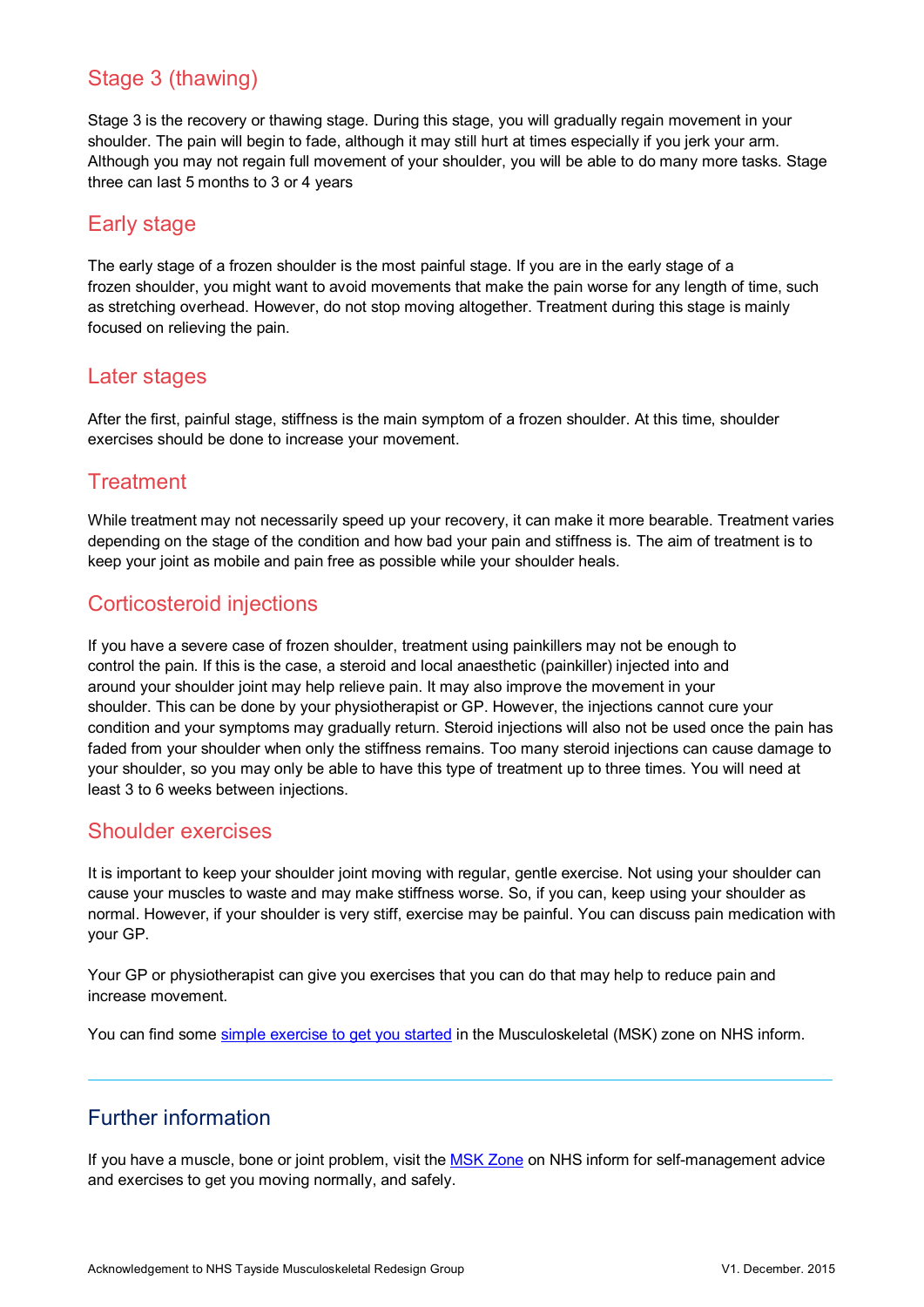## Stage 3 (thawing)

Stage 3 is the recovery or thawing stage. During this stage, you will gradually regain movement in your shoulder. The pain will begin to fade, although it may still hurt at times especially if you jerk your arm. Although you may not regain full movement of your shoulder, you will be able to do many more tasks. Stage three can last 5 months to 3 or 4 years

## Early stage

The early stage of a frozen shoulder is the most painful stage. If you are in the early stage of a frozen shoulder, you might want to avoid movements that make the pain worse for any length of time, such as stretching overhead. However, do not stop moving altogether. Treatment during this stage is mainly focused on relieving the pain.

## Later stages

After the first, painful stage, stiffness is the main symptom of a frozen shoulder. At this time, shoulder exercises should be done to increase your movement.

## Treatment

While treatment may not necessarily speed up your recovery, it can make it more bearable. Treatment varies depending on the stage of the condition and how bad your pain and stiffness is. The aim of treatment is to keep your joint as mobile and pain free as possible while your shoulder heals.

## Corticosteroid injections

If you have a severe case of frozen shoulder, treatment using painkillers may not be enough to control the pain. If this is the case, a steroid and local anaesthetic (painkiller) injected into and around your shoulder joint may help relieve pain. It may also improve the movement in your shoulder. This can be done by your physiotherapist or GP. However, the injections cannot cure your condition and your symptoms may gradually return. Steroid injections will also not be used once the pain has faded from your shoulder when only the stiffness remains. Too many steroid injections can cause damage to your shoulder, so you may only be able to have this type of treatment up to three times. You will need at least 3 to 6 weeks between injections.

## Shoulder exercises

It is important to keep your shoulder joint moving with regular, gentle exercise. Not using your shoulder can cause your muscles to waste and may make stiffness worse. So, if you can, keep using your shoulder as normal. However, if your shoulder is very stiff, exercise may be painful. You can discuss pain medication with your GP.

Your GP or physiotherapist can give you exercises that you can do that may help to reduce pain and increase movement.

You can find some simple exercise to get you started in the Musculoskeletal (MSK) zone on NHS inform.

---

## Further information

If you have a muscle, bone or joint problem, visit the MSK Zone on NHS inform for self-management advice and exercises to get you moving normally, and safely.

Acknowledgement to NHS Tayside Musculoskeletal Redesign Group V1. December. 2015